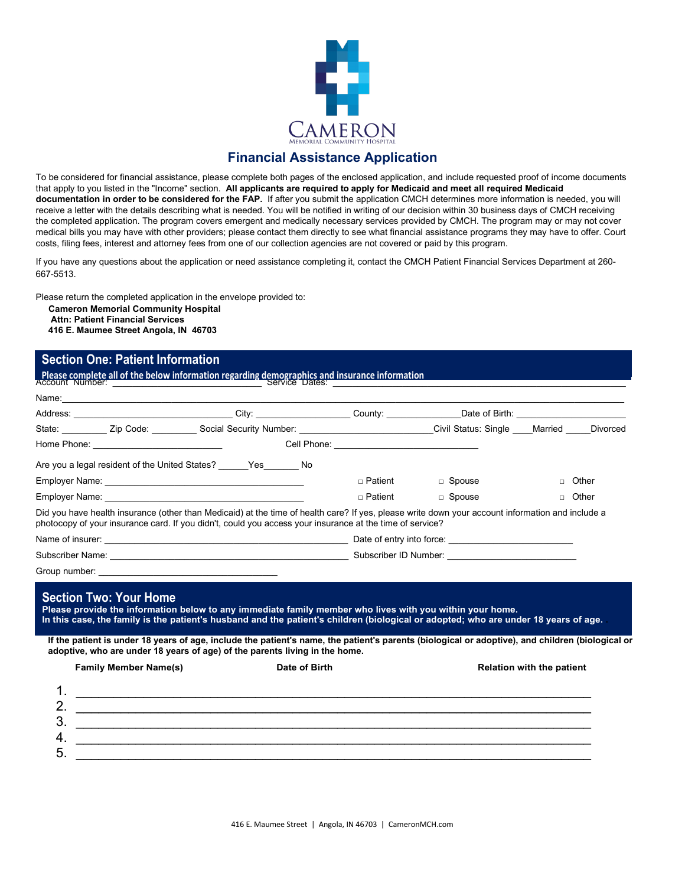CAMERON
MEMORIAL COMMUNITY HOSPITAL

# Financial Assistance Application

To be considered for financial assistance, please complete both pages of the enclosed application, and include requested proof of income documents that apply to you listed in the "Income" section. **All applicants are required to apply for Medicaid and meet all required Medicaid documentation in order to be considered for the FAP.** If after you submit the application CMCH determines more information is needed, you will receive a letter with the details describing what is needed. You will be notified in writing of our decision within 30 business days of CMCH receiving the completed application. The program covers emergent and medically necessary services provided by CMCH. The program may or may not cover medical bills you may have with other providers; please contact them directly to see what financial assistance programs they may have to offer. Court costs, filing fees, interest and attorney fees from one of our collection agencies are not covered or paid by this program.

If you have any questions about the application or need assistance completing it, contact the CMCH Patient Financial Services Department at 260-667-5513.

Please return the completed application in the envelope provided to:

**Cameron Memorial Community Hospital**
**Attn: Patient Financial Services**
**416 E. Maumee Street Angola, IN 46703**

## Section One: Patient Information

**Please complete all of the below information regarding demographics and insurance information**

Account Number: ______________________ Service Dates: ______________________

Name: ______________________________________________

Address: ______________________ City: ______________ County: ____________ Date of Birth: ______________

State: ________ Zip Code: ________ Social Security Number: ______________________ Civil Status: Single ____Married _____Divorced

Home Phone: ______________________ Cell Phone: ______________________

Are you a legal resident of the United States? ______Yes_______ No

Employer Name: ______________________________ □ Patient □ Spouse □ Other

Employer Name: ______________________________ □ Patient □ Spouse □ Other

Did you have health insurance (other than Medicaid) at the time of health care? If yes, please write down your account information and include a photocopy of your insurance card. If you didn't, could you access your insurance at the time of service?

Name of insurer: ______________________________ Date of entry into force: ______________________

Subscriber Name: ______________________________ Subscriber ID Number: ______________________

Group number: ______________________________

## Section Two: Your Home

**Please provide the information below to any immediate family member who lives with you within your home.**
**In this case, the family is the patient's husband and the patient's children (biological or adopted; who are under 18 years of age.**

**If the patient is under 18 years of age, include the patient's name, the patient's parents (biological or adoptive), and children (biological or adoptive, who are under 18 years of age) of the parents living in the home.**

| | Family Member Name(s) | Date of Birth | Relation with the patient |
|---|---|---|---|
| 1. | | | |
| 2. | | | |
| 3. | | | |
| 4. | | | |
| 5. | | | |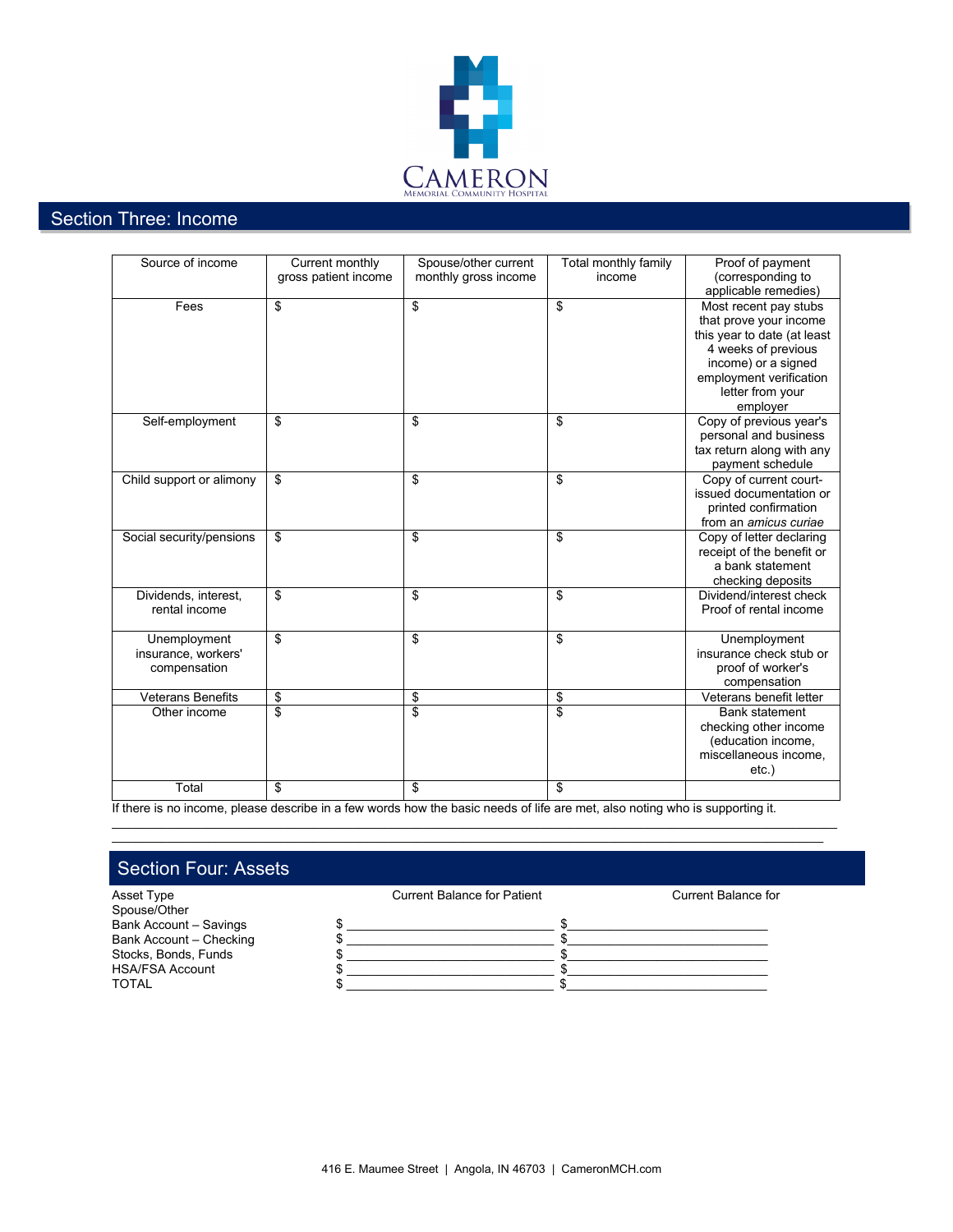## Section Three: Income

| Source of income | Current monthly gross patient income | Spouse/other current monthly gross income | Total monthly family income | Proof of payment (corresponding to applicable remedies) |
|---|---|---|---|---|
| Fees | $ | $ | $ | Most recent pay stubs that prove your income this year to date (at least 4 weeks of previous income) or a signed employment verification letter from your employer |
| Self-employment | $ | $ | $ | Copy of previous year's personal and business tax return along with any payment schedule |
| Child support or alimony | $ | $ | $ | Copy of current court-issued documentation or printed confirmation from an *amicus curiae* |
| Social security/pensions | $ | $ | $ | Copy of letter declaring receipt of the benefit or a bank statement checking deposits |
| Dividends, interest, rental income | $ | $ | $ | Dividend/interest check Proof of rental income |
| Unemployment insurance, workers' compensation | $ | $ | $ | Unemployment insurance check stub or proof of worker's compensation |
| Veterans Benefits | $ | $ | $ | Veterans benefit letter |
| Other income | $ | $ | $ | Bank statement checking other income (education income, miscellaneous income, etc.) |
| Total | $ | $ | $ | |

If there is no income, please describe in a few words how the basic needs of life are met, also noting who is supporting it.

______________________________________________________________________________________

______________________________________________________________________________________

## Section Four: Assets

| Asset Type | Current Balance for Patient | Current Balance for Spouse/Other |
|---|---|---|
| Bank Account – Savings | $ ______________________ | $ ______________________ |
| Bank Account – Checking | $ ______________________ | $ ______________________ |
| Stocks, Bonds, Funds | $ ______________________ | $ ______________________ |
| HSA/FSA Account | $ ______________________ | $ ______________________ |
| TOTAL | $ ______________________ | $ ______________________ |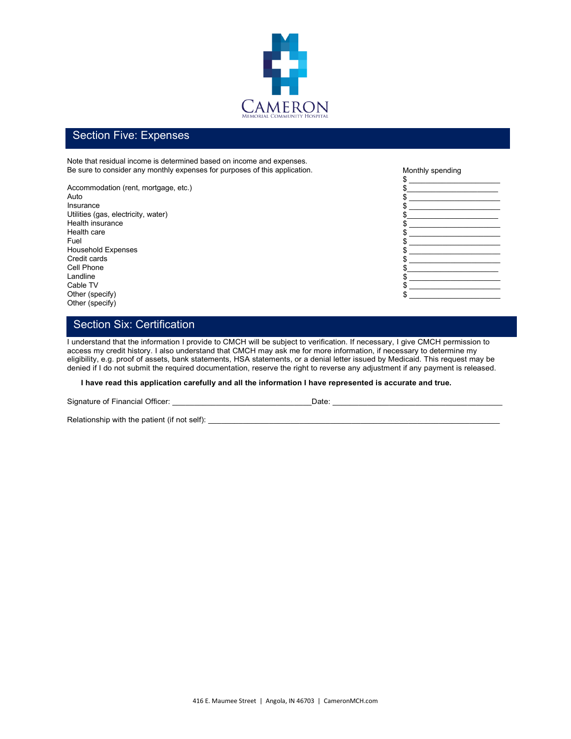CAMERON
MEMORIAL COMMUNITY HOSPITAL

## Section Five: Expenses

Note that residual income is determined based on income and expenses.
Be sure to consider any monthly expenses for purposes of this application.

| | Monthly spending |
|---|---|
| Accommodation (rent, mortgage, etc.) | $ ____________________ |
| Auto | $ ____________________ |
| Insurance | $ ____________________ |
| Utilities (gas, electricity, water) | $ ____________________ |
| Health insurance | $ ____________________ |
| Health care | $ ____________________ |
| Fuel | $ ____________________ |
| Household Expenses | $ ____________________ |
| Credit cards | $ ____________________ |
| Cell Phone | $ ____________________ |
| Landline | $ ____________________ |
| Cable TV | $ ____________________ |
| Other (specify) | $ ____________________ |
| Other (specify) | $ ____________________ |

## Section Six: Certification

I understand that the information I provide to CMCH will be subject to verification. If necessary, I give CMCH permission to access my credit history. I also understand that CMCH may ask me for more information, if necessary to determine my eligibility, e.g. proof of assets, bank statements, HSA statements, or a denial letter issued by Medicaid. This request may be denied if I do not submit the required documentation, reserve the right to reverse any adjustment if any payment is released.

**I have read this application carefully and all the information I have represented is accurate and true.**

Signature of Financial Officer: ________________________________Date: _______________________________________

Relationship with the patient (if not self): ____________________________________________________________________

416 E. Maumee Street | Angola, IN 46703 | CameronMCH.com